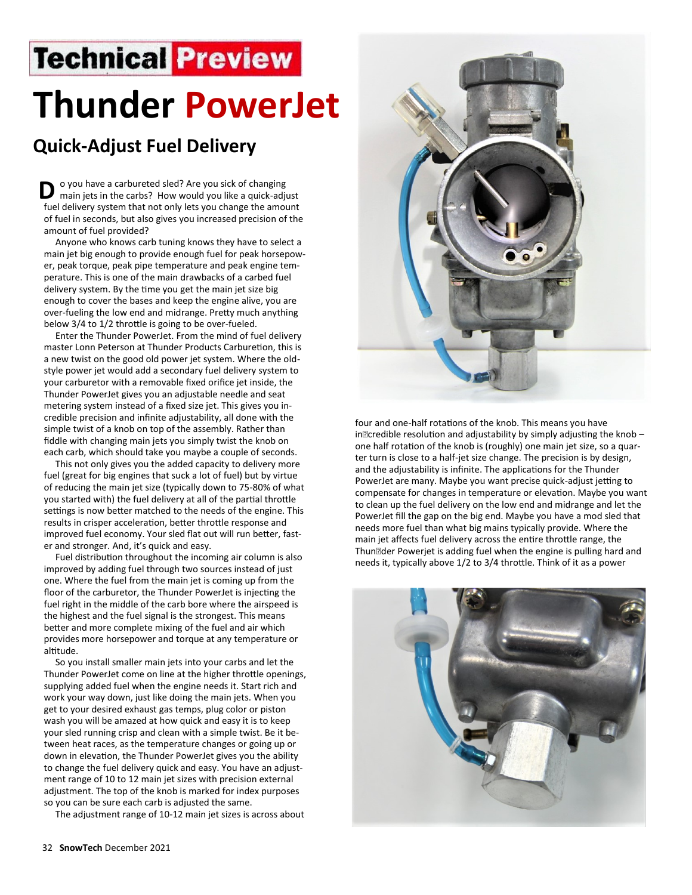Technical Preview

# Thunder PowerJet

## Quick-Adjust Fuel Delivery

Do you have a carbureted sled? Are you sick of changing main jets in the carbs? How would you like a quick-adjust fuel delivery system that not only lets you change the amount of fuel in seconds, but also gives you increased precision of the amount of fuel provided?

Anyone who knows carb tuning knows they have to select a main jet big enough to provide enough fuel for peak horsepower, peak torque, peak pipe temperature and peak engine temperature. This is one of the main drawbacks of a carbed fuel delivery system. By the time you get the main jet size big enough to cover the bases and keep the engine alive, you are over-fueling the low end and midrange. Pretty much anything below 3/4 to 1/2 throttle is going to be over-fueled.

Enter the Thunder PowerJet. From the mind of fuel delivery master Lonn Peterson at Thunder Products Carburetion, this is a new twist on the good old power jet system. Where the old-style power jet would add a secondary fuel delivery system to your carburetor with a removable fixed orifice jet inside, the Thunder PowerJet gives you an adjustable needle and seat metering system instead of a fixed size jet. This gives you incredible precision and infinite adjustability, all done with the simple twist of a knob on top of the assembly. Rather than fiddle with changing main jets you simply twist the knob on each carb, which should take you maybe a couple of seconds.

This not only gives you the added capacity to delivery more fuel (great for big engines that suck a lot of fuel) but by virtue of reducing the main jet size (typically down to 75-80% of what you started with) the fuel delivery at all of the partial throttle settings is now better matched to the needs of the engine. This results in crisper acceleration, better throttle response and improved fuel economy. Your sled flat out will run better, faster and stronger. And, it's quick and easy.

Fuel distribution throughout the incoming air column is also improved by adding fuel through two sources instead of just one. Where the fuel from the main jet is coming up from the floor of the carburetor, the Thunder PowerJet is injecting the fuel right in the middle of the carb bore where the airspeed is the highest and the fuel signal is the strongest. This means better and more complete mixing of the fuel and air which provides more horsepower and torque at any temperature or altitude.

So you install smaller main jets into your carbs and let the Thunder PowerJet come on line at the higher throttle openings, supplying added fuel when the engine needs it. Start rich and work your way down, just like doing the main jets. When you get to your desired exhaust gas temps, plug color or piston wash you will be amazed at how quick and easy it is to keep your sled running crisp and clean with a simple twist. Be it between heat races, as the temperature changes or going up or down in elevation, the Thunder PowerJet gives you the ability to change the fuel delivery quick and easy. You have an adjustment range of 10 to 12 main jet sizes with precision external adjustment. The top of the knob is marked for index purposes so you can be sure each carb is adjusted the same.

The adjustment range of 10-12 main jet sizes is across about four and one-half rotations of the knob. This means you have incredible resolution and adjustability by simply adjusting the knob – one half rotation of the knob is (roughly) one main jet size, so a quarter turn is close to a half-jet size change. The precision is by design, and the adjustability is infinite. The applications for the Thunder PowerJet are many. Maybe you want precise quick-adjust jetting to compensate for changes in temperature or elevation. Maybe you want to clean up the fuel delivery on the low end and midrange and let the PowerJet fill the gap on the big end. Maybe you have a mod sled that needs more fuel than what big mains typically provide. Where the main jet affects fuel delivery across the entire throttle range, the Thunder Powerjet is adding fuel when the engine is pulling hard and needs it, typically above 1/2 to 3/4 throttle. Think of it as a power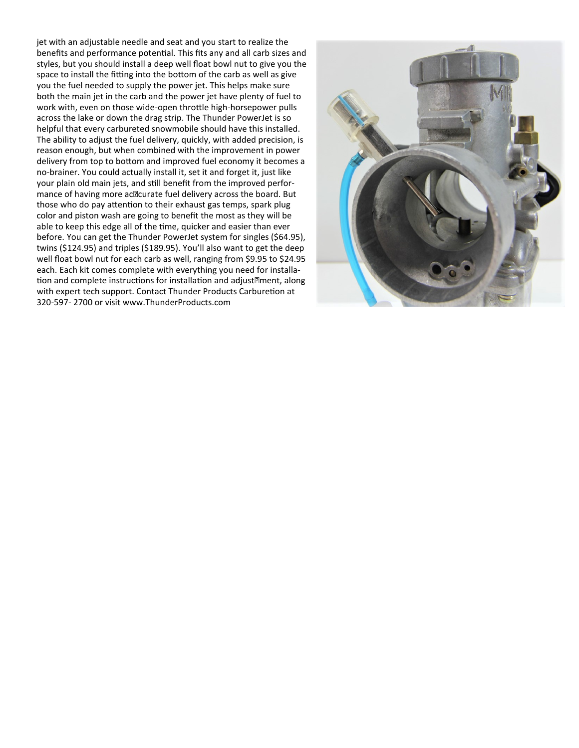jet with an adjustable needle and seat and you start to realize the benefits and performance potential. This fits any and all carb sizes and styles, but you should install a deep well float bowl nut to give you the space to install the fitting into the bottom of the carb as well as give you the fuel needed to supply the power jet. This helps make sure both the main jet in the carb and the power jet have plenty of fuel to work with, even on those wide-open throttle high-horsepower pulls across the lake or down the drag strip. The Thunder PowerJet is so helpful that every carbureted snowmobile should have this installed. The ability to adjust the fuel delivery, quickly, with added precision, is reason enough, but when combined with the improvement in power delivery from top to bottom and improved fuel economy it becomes a no-brainer. You could actually install it, set it and forget it, just like your plain old main jets, and still benefit from the improved performance of having more accurate fuel delivery across the board. But those who do pay attention to their exhaust gas temps, spark plug color and piston wash are going to benefit the most as they will be able to keep this edge all of the time, quicker and easier than ever before. You can get the Thunder PowerJet system for singles ($64.95), twins ($124.95) and triples ($189.95). You'll also want to get the deep well float bowl nut for each carb as well, ranging from $9.95 to $24.95 each. Each kit comes complete with everything you need for installation and complete instructions for installation and adjustment, along with expert tech support. Contact Thunder Products Carburetion at 320-597- 2700 or visit www.ThunderProducts.com